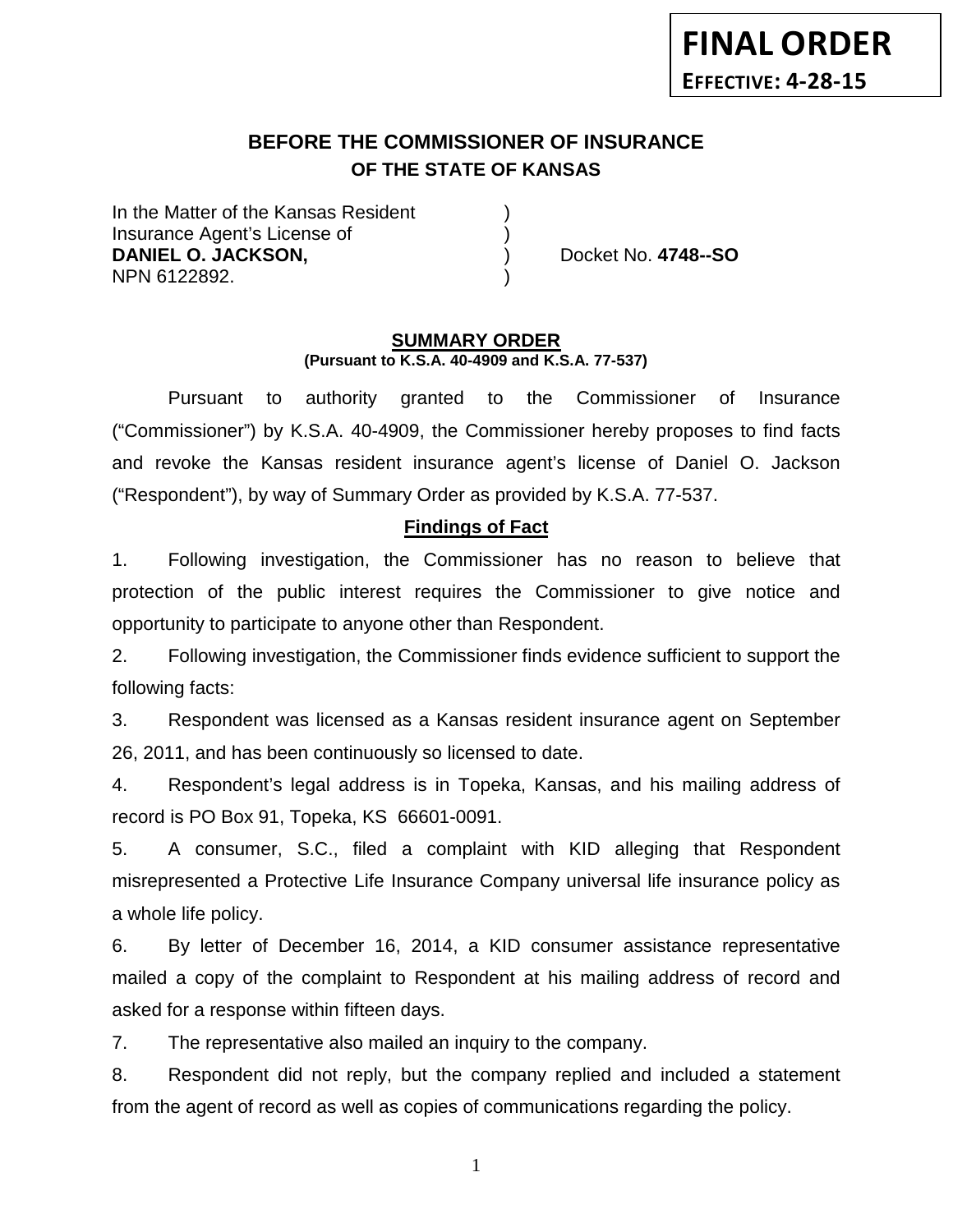**FINAL ORDER**

**EFFECTIVE: 4-28-15**

## BEFORE THE COMMISSIONER OF INSURANCE
### OF THE STATE OF KANSAS

| | | |
|---|---|---|
| In the Matter of the Kansas Resident | ) | |
| Insurance Agent's License of | ) | |
| **DANIEL O. JACKSON,** | ) | Docket No. **4748--SO** |
| NPN 6122892. | ) | |

### SUMMARY ORDER
**(Pursuant to K.S.A. 40-4909 and K.S.A. 77-537)**

Pursuant to authority granted to the Commissioner of Insurance ("Commissioner") by K.S.A. 40-4909, the Commissioner hereby proposes to find facts and revoke the Kansas resident insurance agent's license of Daniel O. Jackson ("Respondent"), by way of Summary Order as provided by K.S.A. 77-537.

**Findings of Fact**

1. Following investigation, the Commissioner has no reason to believe that protection of the public interest requires the Commissioner to give notice and opportunity to participate to anyone other than Respondent.

2. Following investigation, the Commissioner finds evidence sufficient to support the following facts:

3. Respondent was licensed as a Kansas resident insurance agent on September 26, 2011, and has been continuously so licensed to date.

4. Respondent's legal address is in Topeka, Kansas, and his mailing address of record is PO Box 91, Topeka, KS 66601-0091.

5. A consumer, S.C., filed a complaint with KID alleging that Respondent misrepresented a Protective Life Insurance Company universal life insurance policy as a whole life policy.

6. By letter of December 16, 2014, a KID consumer assistance representative mailed a copy of the complaint to Respondent at his mailing address of record and asked for a response within fifteen days.

7. The representative also mailed an inquiry to the company.

8. Respondent did not reply, but the company replied and included a statement from the agent of record as well as copies of communications regarding the policy.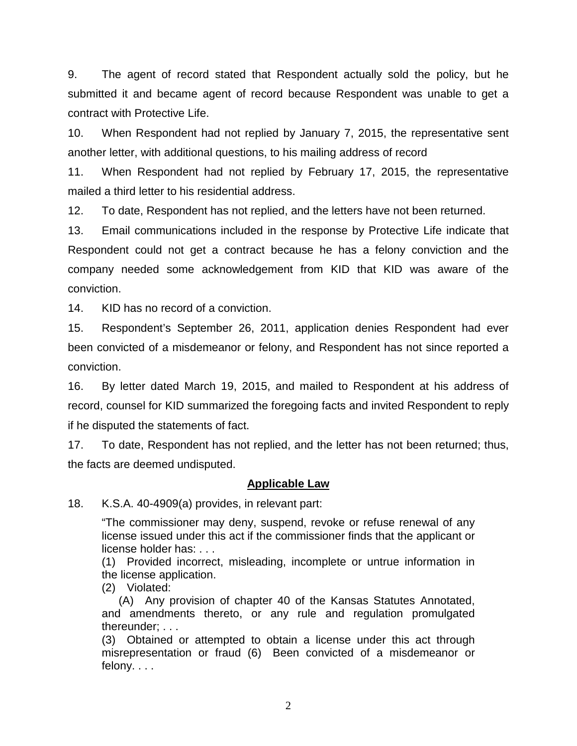9. The agent of record stated that Respondent actually sold the policy, but he submitted it and became agent of record because Respondent was unable to get a contract with Protective Life.

10. When Respondent had not replied by January 7, 2015, the representative sent another letter, with additional questions, to his mailing address of record

11. When Respondent had not replied by February 17, 2015, the representative mailed a third letter to his residential address.

12. To date, Respondent has not replied, and the letters have not been returned.

13. Email communications included in the response by Protective Life indicate that Respondent could not get a contract because he has a felony conviction and the company needed some acknowledgement from KID that KID was aware of the conviction.

14. KID has no record of a conviction.

15. Respondent's September 26, 2011, application denies Respondent had ever been convicted of a misdemeanor or felony, and Respondent has not since reported a conviction.

16. By letter dated March 19, 2015, and mailed to Respondent at his address of record, counsel for KID summarized the foregoing facts and invited Respondent to reply if he disputed the statements of fact.

17. To date, Respondent has not replied, and the letter has not been returned; thus, the facts are deemed undisputed.

## Applicable Law

18. K.S.A. 40-4909(a) provides, in relevant part:

> "The commissioner may deny, suspend, revoke or refuse renewal of any license issued under this act if the commissioner finds that the applicant or license holder has: . . .
> (1) Provided incorrect, misleading, incomplete or untrue information in the license application.
> (2) Violated:
> (A) Any provision of chapter 40 of the Kansas Statutes Annotated, and amendments thereto, or any rule and regulation promulgated thereunder; . . .
> (3) Obtained or attempted to obtain a license under this act through misrepresentation or fraud (6) Been convicted of a misdemeanor or felony. . . .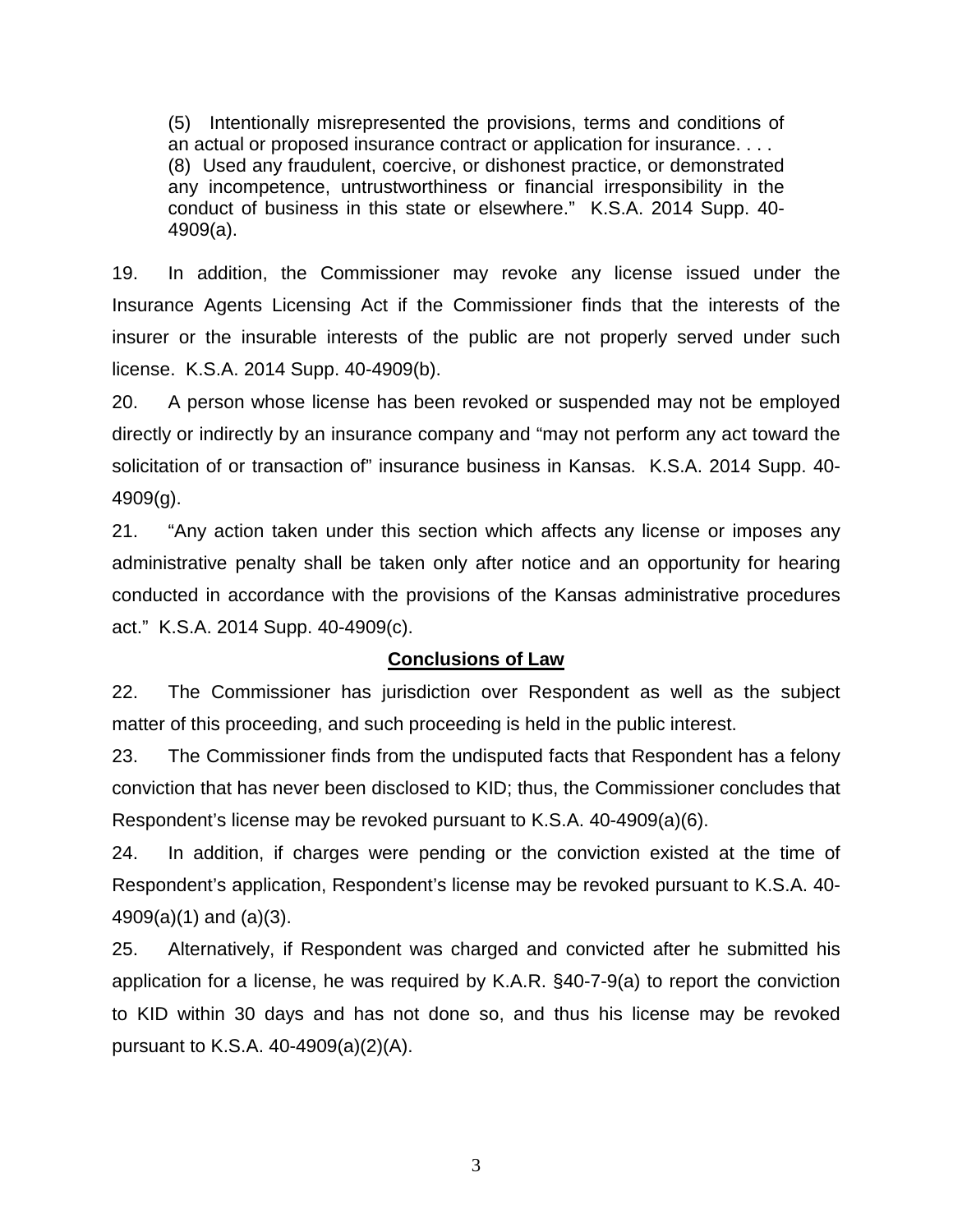> (5) Intentionally misrepresented the provisions, terms and conditions of an actual or proposed insurance contract or application for insurance. . . .
> (8) Used any fraudulent, coercive, or dishonest practice, or demonstrated any incompetence, untrustworthiness or financial irresponsibility in the conduct of business in this state or elsewhere." K.S.A. 2014 Supp. 40-4909(a).

19. In addition, the Commissioner may revoke any license issued under the Insurance Agents Licensing Act if the Commissioner finds that the interests of the insurer or the insurable interests of the public are not properly served under such license. K.S.A. 2014 Supp. 40-4909(b).

20. A person whose license has been revoked or suspended may not be employed directly or indirectly by an insurance company and "may not perform any act toward the solicitation of or transaction of" insurance business in Kansas. K.S.A. 2014 Supp. 40-4909(g).

21. "Any action taken under this section which affects any license or imposes any administrative penalty shall be taken only after notice and an opportunity for hearing conducted in accordance with the provisions of the Kansas administrative procedures act." K.S.A. 2014 Supp. 40-4909(c).

## Conclusions of Law

22. The Commissioner has jurisdiction over Respondent as well as the subject matter of this proceeding, and such proceeding is held in the public interest.

23. The Commissioner finds from the undisputed facts that Respondent has a felony conviction that has never been disclosed to KID; thus, the Commissioner concludes that Respondent's license may be revoked pursuant to K.S.A. 40-4909(a)(6).

24. In addition, if charges were pending or the conviction existed at the time of Respondent's application, Respondent's license may be revoked pursuant to K.S.A. 40-4909(a)(1) and (a)(3).

25. Alternatively, if Respondent was charged and convicted after he submitted his application for a license, he was required by K.A.R. §40-7-9(a) to report the conviction to KID within 30 days and has not done so, and thus his license may be revoked pursuant to K.S.A. 40-4909(a)(2)(A).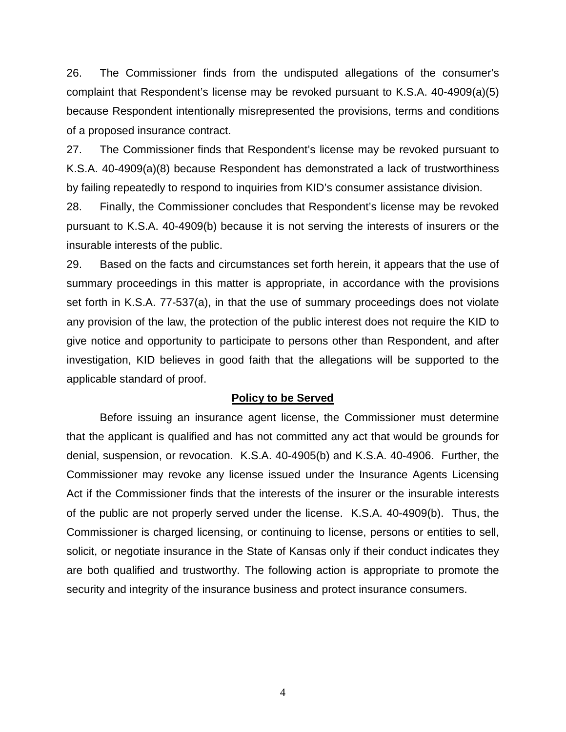26. The Commissioner finds from the undisputed allegations of the consumer's complaint that Respondent's license may be revoked pursuant to K.S.A. 40-4909(a)(5) because Respondent intentionally misrepresented the provisions, terms and conditions of a proposed insurance contract.

27. The Commissioner finds that Respondent's license may be revoked pursuant to K.S.A. 40-4909(a)(8) because Respondent has demonstrated a lack of trustworthiness by failing repeatedly to respond to inquiries from KID's consumer assistance division.

28. Finally, the Commissioner concludes that Respondent's license may be revoked pursuant to K.S.A. 40-4909(b) because it is not serving the interests of insurers or the insurable interests of the public.

29. Based on the facts and circumstances set forth herein, it appears that the use of summary proceedings in this matter is appropriate, in accordance with the provisions set forth in K.S.A. 77-537(a), in that the use of summary proceedings does not violate any provision of the law, the protection of the public interest does not require the KID to give notice and opportunity to participate to persons other than Respondent, and after investigation, KID believes in good faith that the allegations will be supported to the applicable standard of proof.

## Policy to be Served

Before issuing an insurance agent license, the Commissioner must determine that the applicant is qualified and has not committed any act that would be grounds for denial, suspension, or revocation. K.S.A. 40-4905(b) and K.S.A. 40-4906. Further, the Commissioner may revoke any license issued under the Insurance Agents Licensing Act if the Commissioner finds that the interests of the insurer or the insurable interests of the public are not properly served under the license. K.S.A. 40-4909(b). Thus, the Commissioner is charged licensing, or continuing to license, persons or entities to sell, solicit, or negotiate insurance in the State of Kansas only if their conduct indicates they are both qualified and trustworthy. The following action is appropriate to promote the security and integrity of the insurance business and protect insurance consumers.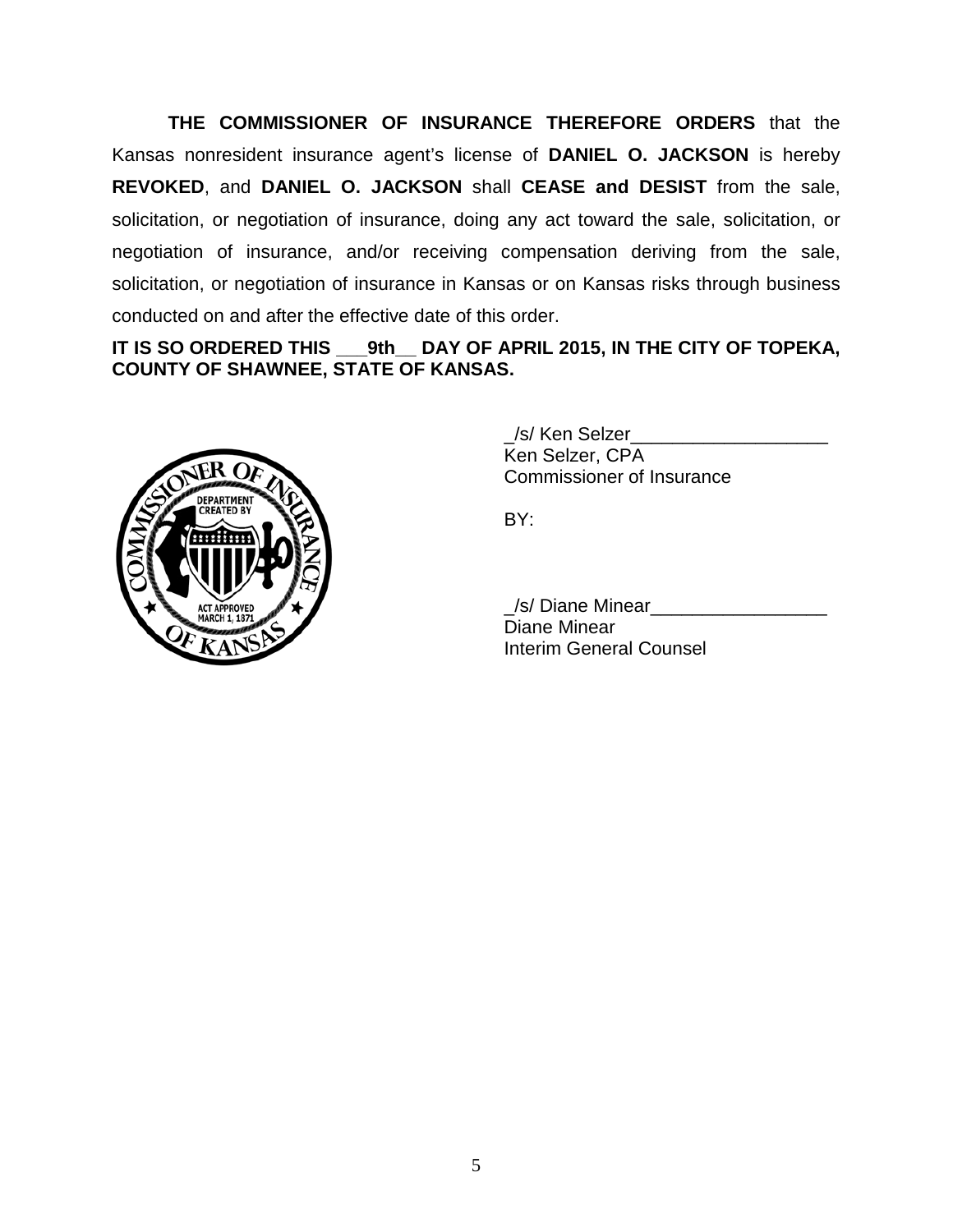**THE COMMISSIONER OF INSURANCE THEREFORE ORDERS** that the Kansas nonresident insurance agent's license of **DANIEL O. JACKSON** is hereby **REVOKED**, and **DANIEL O. JACKSON** shall **CEASE and DESIST** from the sale, solicitation, or negotiation of insurance, doing any act toward the sale, solicitation, or negotiation of insurance, and/or receiving compensation deriving from the sale, solicitation, or negotiation of insurance in Kansas or on Kansas risks through business conducted on and after the effective date of this order.

**IT IS SO ORDERED THIS \_\_\_9th\_\_ DAY OF APRIL 2015, IN THE CITY OF TOPEKA, COUNTY OF SHAWNEE, STATE OF KANSAS.**

_/s/ Ken Selzer___________________
Ken Selzer, CPA
Commissioner of Insurance

BY:

_/s/ Diane Minear_________________
Diane Minear
Interim General Counsel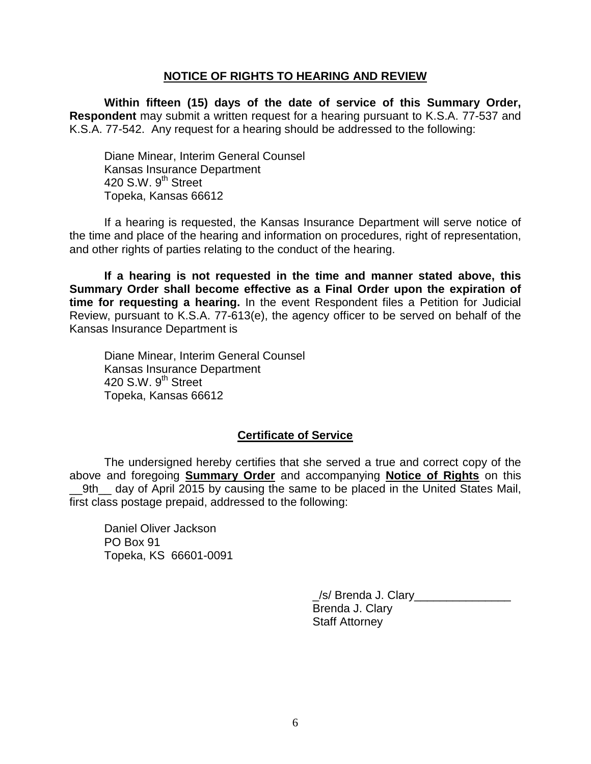## NOTICE OF RIGHTS TO HEARING AND REVIEW

**Within fifteen (15) days of the date of service of this Summary Order, Respondent** may submit a written request for a hearing pursuant to K.S.A. 77-537 and K.S.A. 77-542. Any request for a hearing should be addressed to the following:

Diane Minear, Interim General Counsel
Kansas Insurance Department
420 S.W. 9th Street
Topeka, Kansas 66612

If a hearing is requested, the Kansas Insurance Department will serve notice of the time and place of the hearing and information on procedures, right of representation, and other rights of parties relating to the conduct of the hearing.

**If a hearing is not requested in the time and manner stated above, this Summary Order shall become effective as a Final Order upon the expiration of time for requesting a hearing.** In the event Respondent files a Petition for Judicial Review, pursuant to K.S.A. 77-613(e), the agency officer to be served on behalf of the Kansas Insurance Department is

Diane Minear, Interim General Counsel
Kansas Insurance Department
420 S.W. 9th Street
Topeka, Kansas 66612

## Certificate of Service

The undersigned hereby certifies that she served a true and correct copy of the above and foregoing **Summary Order** and accompanying **Notice of Rights** on this __9th__ day of April 2015 by causing the same to be placed in the United States Mail, first class postage prepaid, addressed to the following:

Daniel Oliver Jackson
PO Box 91
Topeka, KS 66601-0091

_/s/ Brenda J. Clary_______________
Brenda J. Clary
Staff Attorney